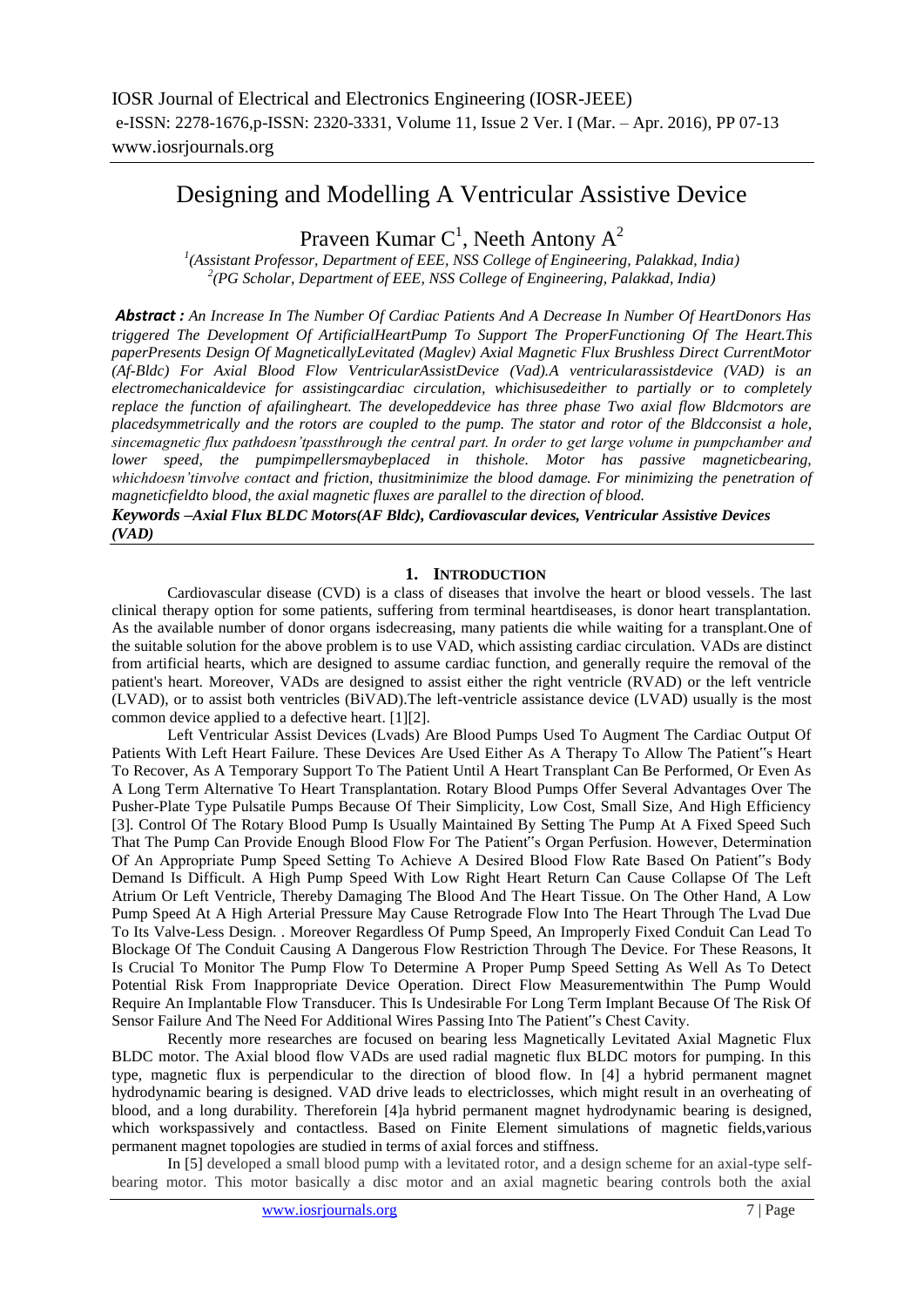# Designing and Modelling A Ventricular Assistive Device

Praveen Kumar C[1], Neeth Antony A[2]

[1](Assistant Professor, Department of EEE, NSS College of Engineering, Palakkad, India)
[2](PG Scholar, Department of EEE, NSS College of Engineering, Palakkad, India)

***Abstract :*** *An Increase In The Number Of Cardiac Patients And A Decrease In Number Of HeartDonors Has triggered The Development Of ArtificialHeartPump To Support The ProperFunctioning Of The Heart.This paperPresents Design Of MagneticallyLevitated (Maglev) Axial Magnetic Flux Brushless Direct CurrentMotor (Af-Bldc) For Axial Blood Flow VentricularAssistDevice (Vad).A ventricularassistdevice (VAD) is an electromechanicaldevice for assistingcardiac circulation, whichisusedeither to partially or to completely replace the function of afailingheart. The developeddevice has three phase Two axial flow Bldcmotors are placedsymmetrically and the rotors are coupled to the pump. The stator and rotor of the Bldcconsist a hole, sincemagnetic flux pathdoesn'tpassthrough the central part. In order to get large volume in pumpchamber and lower speed, the pumpimpellersmaybeplaced in thishole. Motor has passive magneticbearing, whichdoesn'tinvolve contact and friction, thusitminimize the blood damage. For minimizing the penetration of magneticfieldto blood, the axial magnetic fluxes are parallel to the direction of blood.*

***Keywords** –Axial Flux BLDC Motors(AF Bldc), Cardiovascular devices, Ventricular Assistive Devices (VAD)*

## 1. INTRODUCTION

Cardiovascular disease (CVD) is a class of diseases that involve the heart or blood vessels. The last clinical therapy option for some patients, suffering from terminal heartdiseases, is donor heart transplantation. As the available number of donor organs isdecreasing, many patients die while waiting for a transplant.One of the suitable solution for the above problem is to use VAD, which assisting cardiac circulation. VADs are distinct from artificial hearts, which are designed to assume cardiac function, and generally require the removal of the patient's heart. Moreover, VADs are designed to assist either the right ventricle (RVAD) or the left ventricle (LVAD), or to assist both ventricles (BiVAD).The left-ventricle assistance device (LVAD) usually is the most common device applied to a defective heart. [1][2].

Left Ventricular Assist Devices (Lvads) Are Blood Pumps Used To Augment The Cardiac Output Of Patients With Left Heart Failure. These Devices Are Used Either As A Therapy To Allow The Patient"s Heart To Recover, As A Temporary Support To The Patient Until A Heart Transplant Can Be Performed, Or Even As A Long Term Alternative To Heart Transplantation. Rotary Blood Pumps Offer Several Advantages Over The Pusher-Plate Type Pulsatile Pumps Because Of Their Simplicity, Low Cost, Small Size, And High Efficiency [3]. Control Of The Rotary Blood Pump Is Usually Maintained By Setting The Pump At A Fixed Speed Such That The Pump Can Provide Enough Blood Flow For The Patient"s Organ Perfusion. However, Determination Of An Appropriate Pump Speed Setting To Achieve A Desired Blood Flow Rate Based On Patient"s Body Demand Is Difficult. A High Pump Speed With Low Right Heart Return Can Cause Collapse Of The Left Atrium Or Left Ventricle, Thereby Damaging The Blood And The Heart Tissue. On The Other Hand, A Low Pump Speed At A High Arterial Pressure May Cause Retrograde Flow Into The Heart Through The Lvad Due To Its Valve-Less Design. . Moreover Regardless Of Pump Speed, An Improperly Fixed Conduit Can Lead To Blockage Of The Conduit Causing A Dangerous Flow Restriction Through The Device. For These Reasons, It Is Crucial To Monitor The Pump Flow To Determine A Proper Pump Speed Setting As Well As To Detect Potential Risk From Inappropriate Device Operation. Direct Flow Measurementwithin The Pump Would Require An Implantable Flow Transducer. This Is Undesirable For Long Term Implant Because Of The Risk Of Sensor Failure And The Need For Additional Wires Passing Into The Patient"s Chest Cavity.

Recently more researches are focused on bearing less Magnetically Levitated Axial Magnetic Flux BLDC motor. The Axial blood flow VADs are used radial magnetic flux BLDC motors for pumping. In this type, magnetic flux is perpendicular to the direction of blood flow. In [4] a hybrid permanent magnet hydrodynamic bearing is designed. VAD drive leads to electriclosses, which might result in an overheating of blood, and a long durability. Thereforein [4]a hybrid permanent magnet hydrodynamic bearing is designed, which workspassively and contactless. Based on Finite Element simulations of magnetic fields,various permanent magnet topologies are studied in terms of axial forces and stiffness.

In [5] developed a small blood pump with a levitated rotor, and a design scheme for an axial-type self-bearing motor. This motor basically a disc motor and an axial magnetic bearing controls both the axial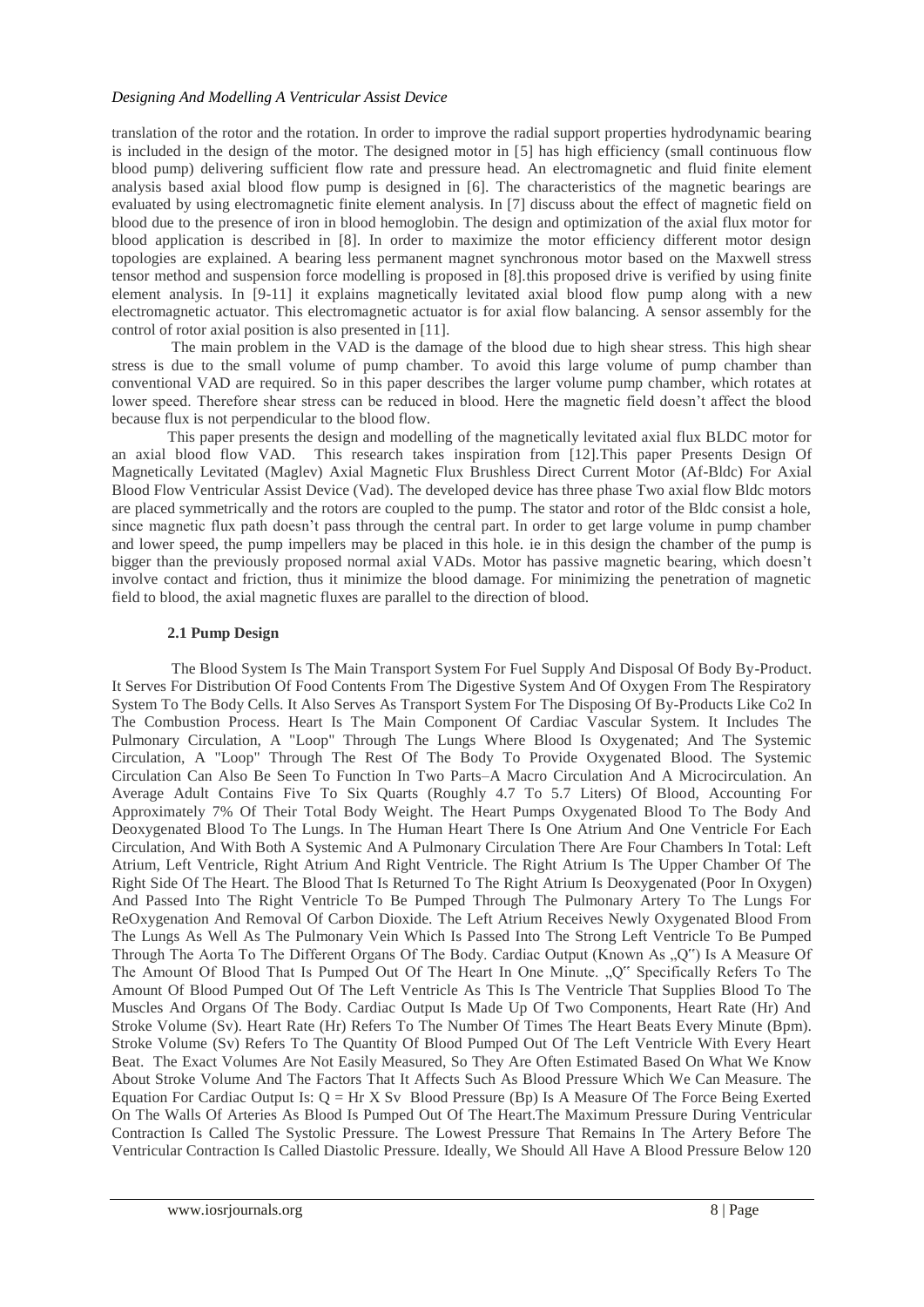translation of the rotor and the rotation. In order to improve the radial support properties hydrodynamic bearing is included in the design of the motor. The designed motor in [5] has high efficiency (small continuous flow blood pump) delivering sufficient flow rate and pressure head. An electromagnetic and fluid finite element analysis based axial blood flow pump is designed in [6]. The characteristics of the magnetic bearings are evaluated by using electromagnetic finite element analysis. In [7] discuss about the effect of magnetic field on blood due to the presence of iron in blood hemoglobin. The design and optimization of the axial flux motor for blood application is described in [8]. In order to maximize the motor efficiency different motor design topologies are explained. A bearing less permanent magnet synchronous motor based on the Maxwell stress tensor method and suspension force modelling is proposed in [8].this proposed drive is verified by using finite element analysis. In [9-11] it explains magnetically levitated axial blood flow pump along with a new electromagnetic actuator. This electromagnetic actuator is for axial flow balancing. A sensor assembly for the control of rotor axial position is also presented in [11].

The main problem in the VAD is the damage of the blood due to high shear stress. This high shear stress is due to the small volume of pump chamber. To avoid this large volume of pump chamber than conventional VAD are required. So in this paper describes the larger volume pump chamber, which rotates at lower speed. Therefore shear stress can be reduced in blood. Here the magnetic field doesn't affect the blood because flux is not perpendicular to the blood flow.

This paper presents the design and modelling of the magnetically levitated axial flux BLDC motor for an axial blood flow VAD. This research takes inspiration from [12].This paper Presents Design Of Magnetically Levitated (Maglev) Axial Magnetic Flux Brushless Direct Current Motor (Af-Bldc) For Axial Blood Flow Ventricular Assist Device (Vad). The developed device has three phase Two axial flow Bldc motors are placed symmetrically and the rotors are coupled to the pump. The stator and rotor of the Bldc consist a hole, since magnetic flux path doesn't pass through the central part. In order to get large volume in pump chamber and lower speed, the pump impellers may be placed in this hole. ie in this design the chamber of the pump is bigger than the previously proposed normal axial VADs. Motor has passive magnetic bearing, which doesn't involve contact and friction, thus it minimize the blood damage. For minimizing the penetration of magnetic field to blood, the axial magnetic fluxes are parallel to the direction of blood.

### 2.1 Pump Design

The Blood System Is The Main Transport System For Fuel Supply And Disposal Of Body By-Product. It Serves For Distribution Of Food Contents From The Digestive System And Of Oxygen From The Respiratory System To The Body Cells. It Also Serves As Transport System For The Disposing Of By-Products Like Co2 In The Combustion Process. Heart Is The Main Component Of Cardiac Vascular System. It Includes The Pulmonary Circulation, A "Loop" Through The Lungs Where Blood Is Oxygenated; And The Systemic Circulation, A "Loop" Through The Rest Of The Body To Provide Oxygenated Blood. The Systemic Circulation Can Also Be Seen To Function In Two Parts–A Macro Circulation And A Microcirculation. An Average Adult Contains Five To Six Quarts (Roughly 4.7 To 5.7 Liters) Of Blood, Accounting For Approximately 7% Of Their Total Body Weight. The Heart Pumps Oxygenated Blood To The Body And Deoxygenated Blood To The Lungs. In The Human Heart There Is One Atrium And One Ventricle For Each Circulation, And With Both A Systemic And A Pulmonary Circulation There Are Four Chambers In Total: Left Atrium, Left Ventricle, Right Atrium And Right Ventricle. The Right Atrium Is The Upper Chamber Of The Right Side Of The Heart. The Blood That Is Returned To The Right Atrium Is Deoxygenated (Poor In Oxygen) And Passed Into The Right Ventricle To Be Pumped Through The Pulmonary Artery To The Lungs For ReOxygenation And Removal Of Carbon Dioxide. The Left Atrium Receives Newly Oxygenated Blood From The Lungs As Well As The Pulmonary Vein Which Is Passed Into The Strong Left Ventricle To Be Pumped Through The Aorta To The Different Organs Of The Body. Cardiac Output (Known As „Q‟) Is A Measure Of The Amount Of Blood That Is Pumped Out Of The Heart In One Minute. „Q‟ Specifically Refers To The Amount Of Blood Pumped Out Of The Left Ventricle As This Is The Ventricle That Supplies Blood To The Muscles And Organs Of The Body. Cardiac Output Is Made Up Of Two Components, Heart Rate (Hr) And Stroke Volume (Sv). Heart Rate (Hr) Refers To The Number Of Times The Heart Beats Every Minute (Bpm). Stroke Volume (Sv) Refers To The Quantity Of Blood Pumped Out Of The Left Ventricle With Every Heart Beat. The Exact Volumes Are Not Easily Measured, So They Are Often Estimated Based On What We Know About Stroke Volume And The Factors That It Affects Such As Blood Pressure Which We Can Measure. The Equation For Cardiac Output Is: $Q = Hr \times Sv$ Blood Pressure (Bp) Is A Measure Of The Force Being Exerted On The Walls Of Arteries As Blood Is Pumped Out Of The Heart.The Maximum Pressure During Ventricular Contraction Is Called The Systolic Pressure. The Lowest Pressure That Remains In The Artery Before The Ventricular Contraction Is Called Diastolic Pressure. Ideally, We Should All Have A Blood Pressure Below 120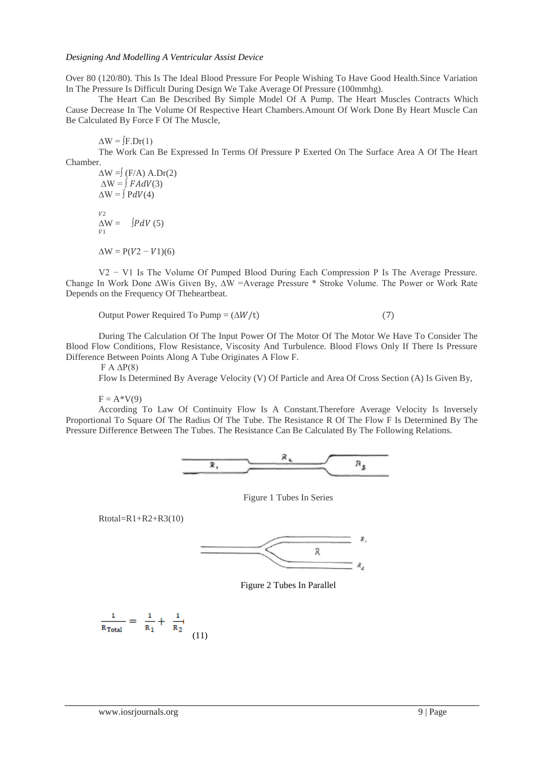Over 80 (120/80). This Is The Ideal Blood Pressure For People Wishing To Have Good Health.Since Variation In The Pressure Is Difficult During Design We Take Average Of Pressure (100mmhg).

The Heart Can Be Described By Simple Model Of A Pump. The Heart Muscles Contracts Which Cause Decrease In The Volume Of Respective Heart Chambers.Amount Of Work Done By Heart Muscle Can Be Calculated By Force F Of The Muscle,

$$\Delta W = \int F.Dr \quad (1)$$

The Work Can Be Expressed In Terms Of Pressure P Exerted On The Surface Area A Of The Heart Chamber.

$$\Delta W = \int (F/A)\, A.Dr \quad (2)$$

$$\Delta W = \int FAdV \quad (3)$$

$$\Delta W = \int PdV \quad (4)$$

$$\Delta W = \int_{V1}^{V2} PdV \quad (5)$$

$$\Delta W = P(V2 - V1) \quad (6)$$

$V2 - V1$ Is The Volume Of Pumped Blood During Each Compression P Is The Average Pressure. Change In Work Done $\Delta W$is Given By, $\Delta W$ =Average Pressure * Stroke Volume. The Power or Work Rate Depends on the Frequency Of Theheartbeat.

$$\text{Output Power Required To Pump} = (\Delta W/t) \quad (7)$$

During The Calculation Of The Input Power Of The Motor Of The Motor We Have To Consider The Blood Flow Conditions, Flow Resistance, Viscosity And Turbulence. Blood Flows Only If There Is Pressure Difference Between Points Along A Tube Originates A Flow F.

$$F \text{ A } \Delta P \quad (8)$$

Flow Is Determined By Average Velocity (V) Of Particle and Area Of Cross Section (A) Is Given By,

$$F = A*V \quad (9)$$

According To Law Of Continuity Flow Is A Constant.Therefore Average Velocity Is Inversely Proportional To Square Of The Radius Of The Tube. The Resistance R Of The Flow F Is Determined By The Pressure Difference Between The Tubes. The Resistance Can Be Calculated By The Following Relations.

Figure 1 Tubes In Series

$$Rtotal = R1 + R2 + R3 \quad (10)$$

Figure 2 Tubes In Parallel

$$\frac{1}{R_{Total}} = \frac{1}{R_1} + \frac{1}{R_2} \quad (11)$$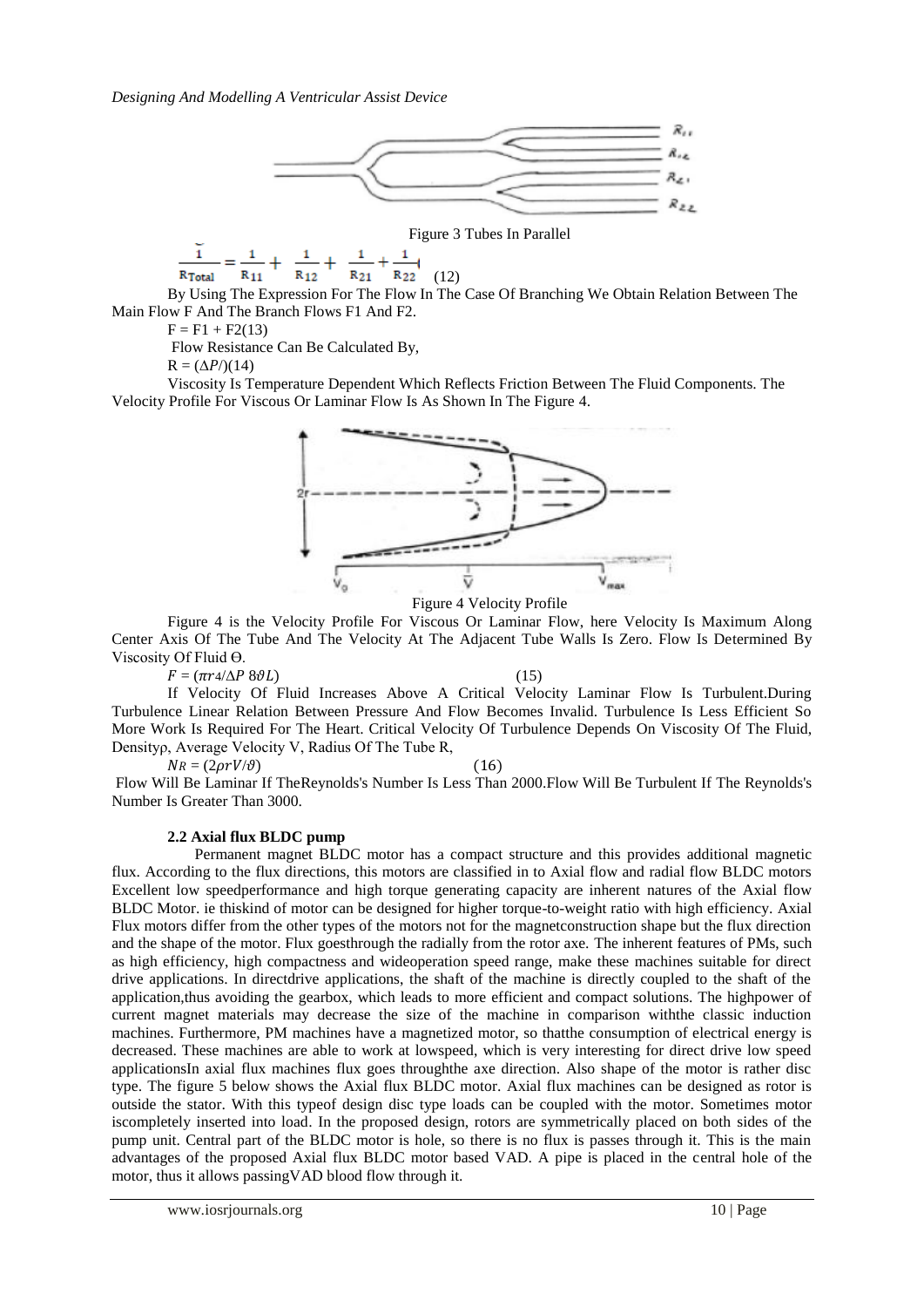Figure 3 Tubes In Parallel

$$\frac{1}{R_{Total}} = \frac{1}{R_{11}} + \frac{1}{R_{12}} + \frac{1}{R_{21}} + \frac{1}{R_{22}} \quad (12)$$

By Using The Expression For The Flow In The Case Of Branching We Obtain Relation Between The Main Flow F And The Branch Flows F1 And F2.

$F = F1 + F2$(13)

Flow Resistance Can Be Calculated By,

$R = (\Delta P/)$(14)

Viscosity Is Temperature Dependent Which Reflects Friction Between The Fluid Components. The Velocity Profile For Viscous Or Laminar Flow Is As Shown In The Figure 4.

Figure 4 Velocity Profile

Figure 4 is the Velocity Profile For Viscous Or Laminar Flow, here Velocity Is Maximum Along Center Axis Of The Tube And The Velocity At The Adjacent Tube Walls Is Zero. Flow Is Determined By Viscosity Of Fluid Ѳ.

$F = (\pi r4/\Delta P\ 8\vartheta L)$ (15)

If Velocity Of Fluid Increases Above A Critical Velocity Laminar Flow Is Turbulent.During Turbulence Linear Relation Between Pressure And Flow Becomes Invalid. Turbulence Is Less Efficient So More Work Is Required For The Heart. Critical Velocity Of Turbulence Depends On Viscosity Of The Fluid, Densityρ, Average Velocity V, Radius Of The Tube R,

$N_R = (2\rho rV/\vartheta)$ (16)

Flow Will Be Laminar If TheReynolds's Number Is Less Than 2000.Flow Will Be Turbulent If The Reynolds's Number Is Greater Than 3000.

### 2.2 Axial flux BLDC pump

Permanent magnet BLDC motor has a compact structure and this provides additional magnetic flux. According to the flux directions, this motors are classified in to Axial flow and radial flow BLDC motors Excellent low speedperformance and high torque generating capacity are inherent natures of the Axial flow BLDC Motor. ie thiskind of motor can be designed for higher torque-to-weight ratio with high efficiency. Axial Flux motors differ from the other types of the motors not for the magnetconstruction shape but the flux direction and the shape of the motor. Flux goesthrough the radially from the rotor axe. The inherent features of PMs, such as high efficiency, high compactness and wideoperation speed range, make these machines suitable for direct drive applications. In directdrive applications, the shaft of the machine is directly coupled to the shaft of the application,thus avoiding the gearbox, which leads to more efficient and compact solutions. The highpower of current magnet materials may decrease the size of the machine in comparison withthe classic induction machines. Furthermore, PM machines have a magnetized motor, so thatthe consumption of electrical energy is decreased. These machines are able to work at lowspeed, which is very interesting for direct drive low speed applicationsIn axial flux machines flux goes throughthe axe direction. Also shape of the motor is rather disc type. The figure 5 below shows the Axial flux BLDC motor. Axial flux machines can be designed as rotor is outside the stator. With this typeof design disc type loads can be coupled with the motor. Sometimes motor iscompletely inserted into load. In the proposed design, rotors are symmetrically placed on both sides of the pump unit. Central part of the BLDC motor is hole, so there is no flux is passes through it. This is the main advantages of the proposed Axial flux BLDC motor based VAD. A pipe is placed in the central hole of the motor, thus it allows passingVAD blood flow through it.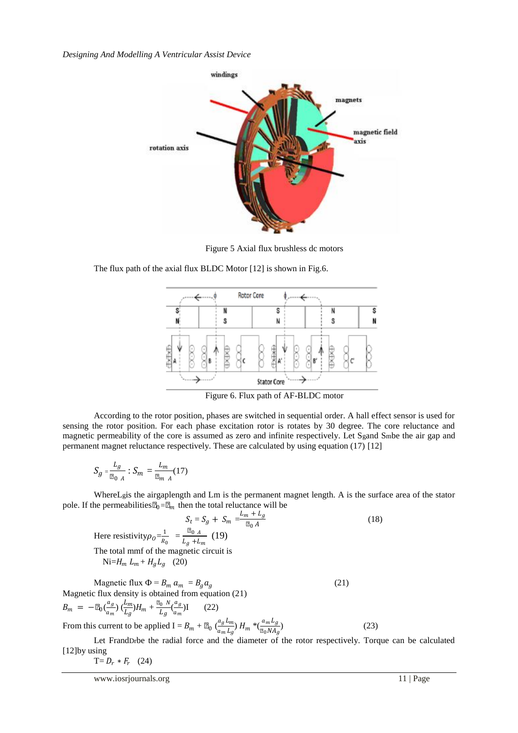Figure 5 Axial flux brushless dc motors

The flux path of the axial flux BLDC Motor [12] is shown in Fig.6.

Figure 6. Flux path of AF-BLDC motor

According to the rotor position, phases are switched in sequential order. A hall effect sensor is used for sensing the rotor position. For each phase excitation rotor is rotates by 30 degree. The core reluctance and magnetic permeability of the core is assumed as zero and infinite respectively. Let $S_g$ and $S_m$ be the air gap and permanent magnet reluctance respectively. These are calculated by using equation (17) [12]

$$S_g = \frac{L_g}{\mu_0 A} ; S_m = \frac{L_m}{\mu_m A} \quad (17)$$

Where $L_g$ is the airgap length and Lm is the permanent magnet length. A is the surface area of the stator pole. If the permeabilities $\mu_0 = \mu_m$ then the total reluctance will be

$$S_t = S_g + S_m = \frac{L_m + L_g}{\mu_0 A} \quad (18)$$

Here resistivity $\rho_O = \frac{1}{R_0} = \frac{\mu_0 A}{L_g + L_m}$ (19)

The total mmf of the magnetic circuit is

$$Ni = H_m L_m + H_g L_g \quad (20)$$

$$\text{Magnetic flux } \Phi = B_m a_m = B_g a_g \quad (21)$$

Magnetic flux density is obtained from equation (21)

$$B_m = -\mu_0 \left(\frac{a_g}{a_m}\right)\left(\frac{L_m}{L_g}\right) H_m + \frac{\mu_0 N}{L_g}\left(\frac{a_g}{a_m}\right) I \quad (22)$$

From this current to be applied $I = B_m + \mu_0 \left(\frac{a_g L_m}{a_m L_g}\right) H_m * \left(\frac{a_m L_g}{\mu_0 N A_g}\right)$ (23)

Let F and $D_r$ be the radial force and the diameter of the rotor respectively. Torque can be calculated [12] by using

$$T = D_r * F_r \quad (24)$$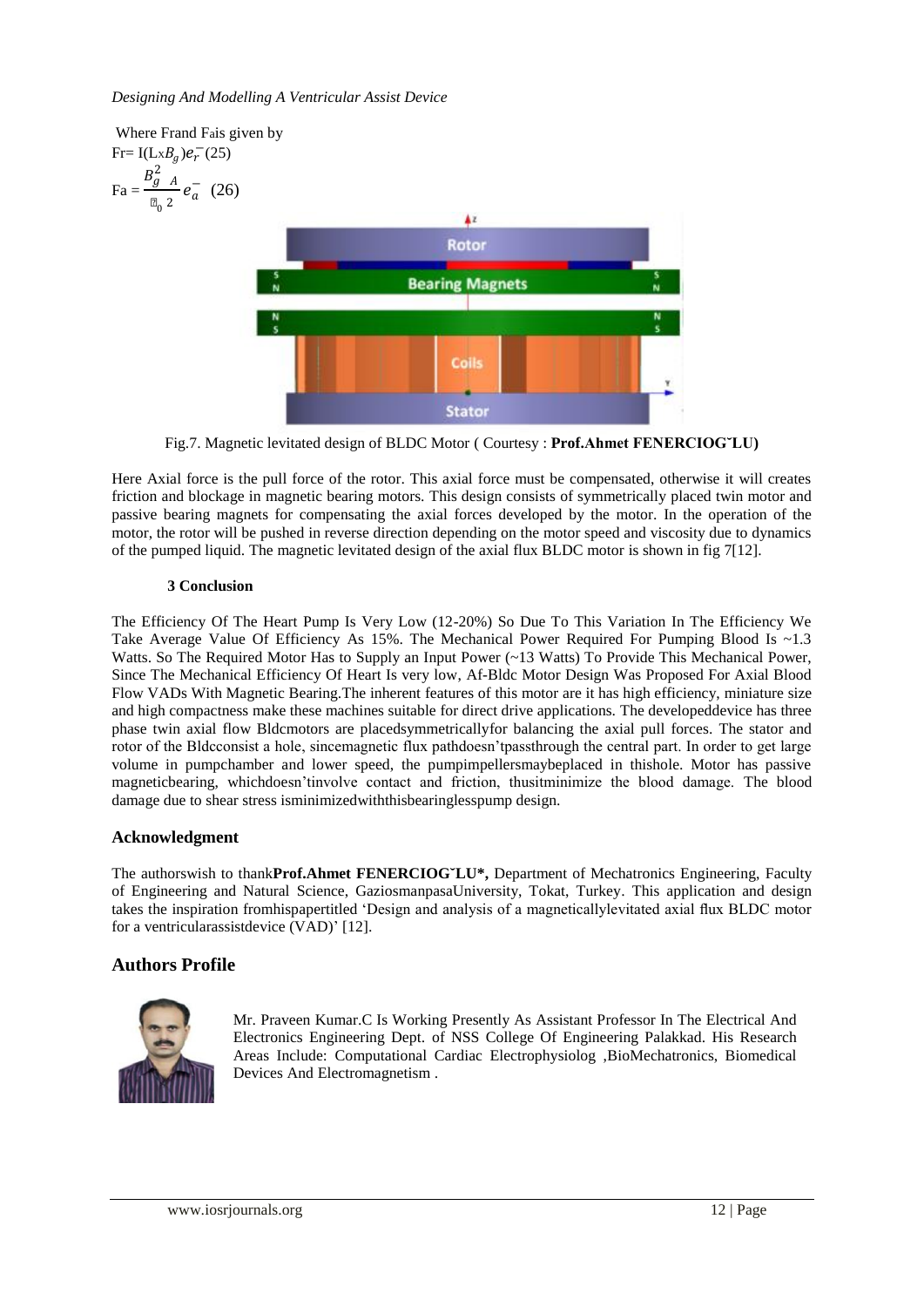Where Frand Fais given by

$$Fr = I(L \times B_g) e_r^- \quad (25)$$

$$Fa = \frac{B_g^2 \; A}{\mu_0 \; 2} e_a^- \quad (26)$$

Fig.7. Magnetic levitated design of BLDC Motor ( Courtesy : **Prof.Ahmet FENERCIOGˇLU)**

Here Axial force is the pull force of the rotor. This axial force must be compensated, otherwise it will creates friction and blockage in magnetic bearing motors. This design consists of symmetrically placed twin motor and passive bearing magnets for compensating the axial forces developed by the motor. In the operation of the motor, the rotor will be pushed in reverse direction depending on the motor speed and viscosity due to dynamics of the pumped liquid. The magnetic levitated design of the axial flux BLDC motor is shown in fig 7[12].

### 3 Conclusion

The Efficiency Of The Heart Pump Is Very Low (12-20%) So Due To This Variation In The Efficiency We Take Average Value Of Efficiency As 15%. The Mechanical Power Required For Pumping Blood Is ~1.3 Watts. So The Required Motor Has to Supply an Input Power (~13 Watts) To Provide This Mechanical Power, Since The Mechanical Efficiency Of Heart Is very low, Af-Bldc Motor Design Was Proposed For Axial Blood Flow VADs With Magnetic Bearing.The inherent features of this motor are it has high efficiency, miniature size and high compactness make these machines suitable for direct drive applications. The developeddevice has three phase twin axial flow Bldcmotors are placedsymmetricallyfor balancing the axial pull forces. The stator and rotor of the Bldcconsist a hole, sincemagnetic flux pathdoesn'tpassthrough the central part. In order to get large volume in pumpchamber and lower speed, the pumpimpellersmaybeplaced in thishole. Motor has passive magneticbearing, whichdoesn'tinvolve contact and friction, thusitminimize the blood damage. The blood damage due to shear stress isminimizedwiththisbearinglesspump design.

## Acknowledgment

The authorswish to thank**Prof.Ahmet FENERCIOGˇLU*,** Department of Mechatronics Engineering, Faculty of Engineering and Natural Science, GaziosmanpasaUniversity, Tokat, Turkey. This application and design takes the inspiration fromhispapertitled 'Design and analysis of a magneticallylevitated axial flux BLDC motor for a ventricularassistdevice (VAD)' [12].

## Authors Profile

Mr. Praveen Kumar.C Is Working Presently As Assistant Professor In The Electrical And Electronics Engineering Dept. of NSS College Of Engineering Palakkad. His Research Areas Include: Computational Cardiac Electrophysiolog ,BioMechatronics, Biomedical Devices And Electromagnetism .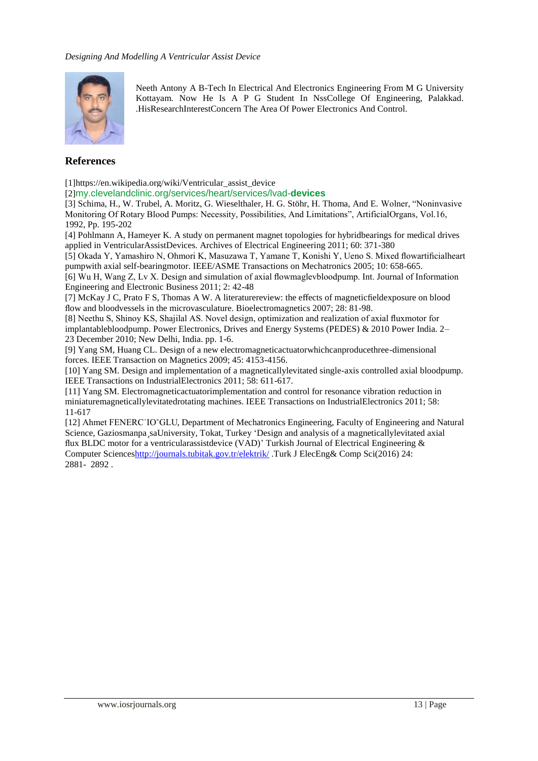Neeth Antony A B-Tech In Electrical And Electronics Engineering From M G University Kottayam. Now He Is A P G Student In NssCollege Of Engineering, Palakkad. .HisResearchInterestConcern The Area Of Power Electronics And Control.

## References

[1]https://en.wikipedia.org/wiki/Ventricular_assist_device

[2]my.clevelandclinic.org/services/heart/services/lvad-**devices**

[3] Schima, H., W. Trubel, A. Moritz, G. Wieselthaler, H. G. Stöhr, H. Thoma, And E. Wolner, "Noninvasive Monitoring Of Rotary Blood Pumps: Necessity, Possibilities, And Limitations", ArtificialOrgans, Vol.16, 1992, Pp. 195-202

[4] Pohlmann A, Hameyer K. A study on permanent magnet topologies for hybridbearings for medical drives applied in VentricularAssistDevices. Archives of Electrical Engineering 2011; 60: 371-380

[5] Okada Y, Yamashiro N, Ohmori K, Masuzawa T, Yamane T, Konishi Y, Ueno S. Mixed flowartificialheart pumpwith axial self-bearingmotor. IEEE/ASME Transactions on Mechatronics 2005; 10: 658-665.

[6] Wu H, Wang Z, Lv X. Design and simulation of axial flowmaglevbloodpump. Int. Journal of Information Engineering and Electronic Business 2011; 2: 42-48

[7] McKay J C, Prato F S, Thomas A W. A literaturereview: the effects of magneticfieldexposure on blood flow and bloodvessels in the microvasculature. Bioelectromagnetics 2007; 28: 81-98.

[8] Neethu S, Shinoy KS, Shajilal AS. Novel design, optimization and realization of axial fluxmotor for implantablebloodpump. Power Electronics, Drives and Energy Systems (PEDES) & 2010 Power India. 2–23 December 2010; New Delhi, India. pp. 1-6.

[9] Yang SM, Huang CL. Design of a new electromagneticactuatorwhichcanproducethree-dimensional forces. IEEE Transaction on Magnetics 2009; 45: 4153-4156.

[10] Yang SM. Design and implementation of a magneticallylevitated single-axis controlled axial bloodpump. IEEE Transactions on IndustrialElectronics 2011; 58: 611-617.

[11] Yang SM. Electromagneticactuatorimplementation and control for resonance vibration reduction in miniaturemagneticallylevitatedrotating machines. IEEE Transactions on IndustrialElectronics 2011; 58: 11-617

[12] Ahmet FENERC˙IO˘GLU, Department of Mechatronics Engineering, Faculty of Engineering and Natural Science, Gaziosmanpa¸saUniversity, Tokat, Turkey 'Design and analysis of a magneticallylevitated axial flux BLDC motor for a ventricularassistdevice (VAD)' Turkish Journal of Electrical Engineering & Computer Scienceshttp://journals.tubitak.gov.tr/elektrik/ .Turk J ElecEng& Comp Sci(2016) 24: 2881- 2892 .